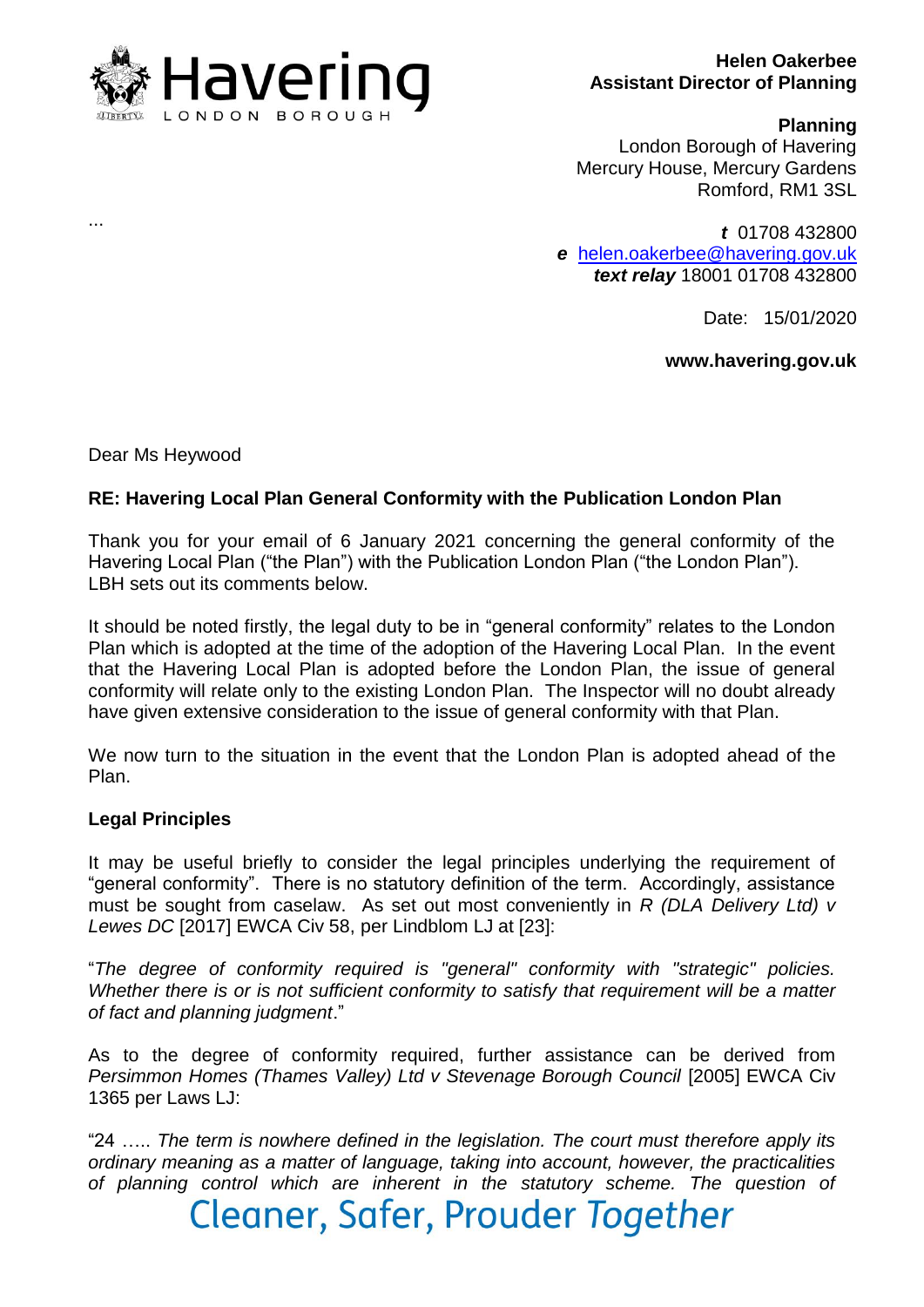**Helen Oakerbee**
**Assistant Director of Planning**

**Planning**
London Borough of Havering
Mercury House, Mercury Gardens
Romford, RM1 3SL

...

***t*** 01708 432800
***e*** helen.oakerbee@havering.gov.uk
***text relay*** 18001 01708 432800

Date: 15/01/2020

**www.havering.gov.uk**

Dear Ms Heywood

**RE: Havering Local Plan General Conformity with the Publication London Plan**

Thank you for your email of 6 January 2021 concerning the general conformity of the Havering Local Plan ("the Plan") with the Publication London Plan ("the London Plan"). LBH sets out its comments below.

It should be noted firstly, the legal duty to be in "general conformity" relates to the London Plan which is adopted at the time of the adoption of the Havering Local Plan. In the event that the Havering Local Plan is adopted before the London Plan, the issue of general conformity will relate only to the existing London Plan. The Inspector will no doubt already have given extensive consideration to the issue of general conformity with that Plan.

We now turn to the situation in the event that the London Plan is adopted ahead of the Plan.

**Legal Principles**

It may be useful briefly to consider the legal principles underlying the requirement of "general conformity". There is no statutory definition of the term. Accordingly, assistance must be sought from caselaw. As set out most conveniently in *R (DLA Delivery Ltd) v Lewes DC* [2017] EWCA Civ 58, per Lindblom LJ at [23]:

"*The degree of conformity required is "general" conformity with "strategic" policies. Whether there is or is not sufficient conformity to satisfy that requirement will be a matter of fact and planning judgment*."

As to the degree of conformity required, further assistance can be derived from *Persimmon Homes (Thames Valley) Ltd v Stevenage Borough Council* [2005] EWCA Civ 1365 per Laws LJ:

"24 ….. *The term is nowhere defined in the legislation. The court must therefore apply its ordinary meaning as a matter of language, taking into account, however, the practicalities of planning control which are inherent in the statutory scheme. The question of*

Cleaner, Safer, Prouder *Together*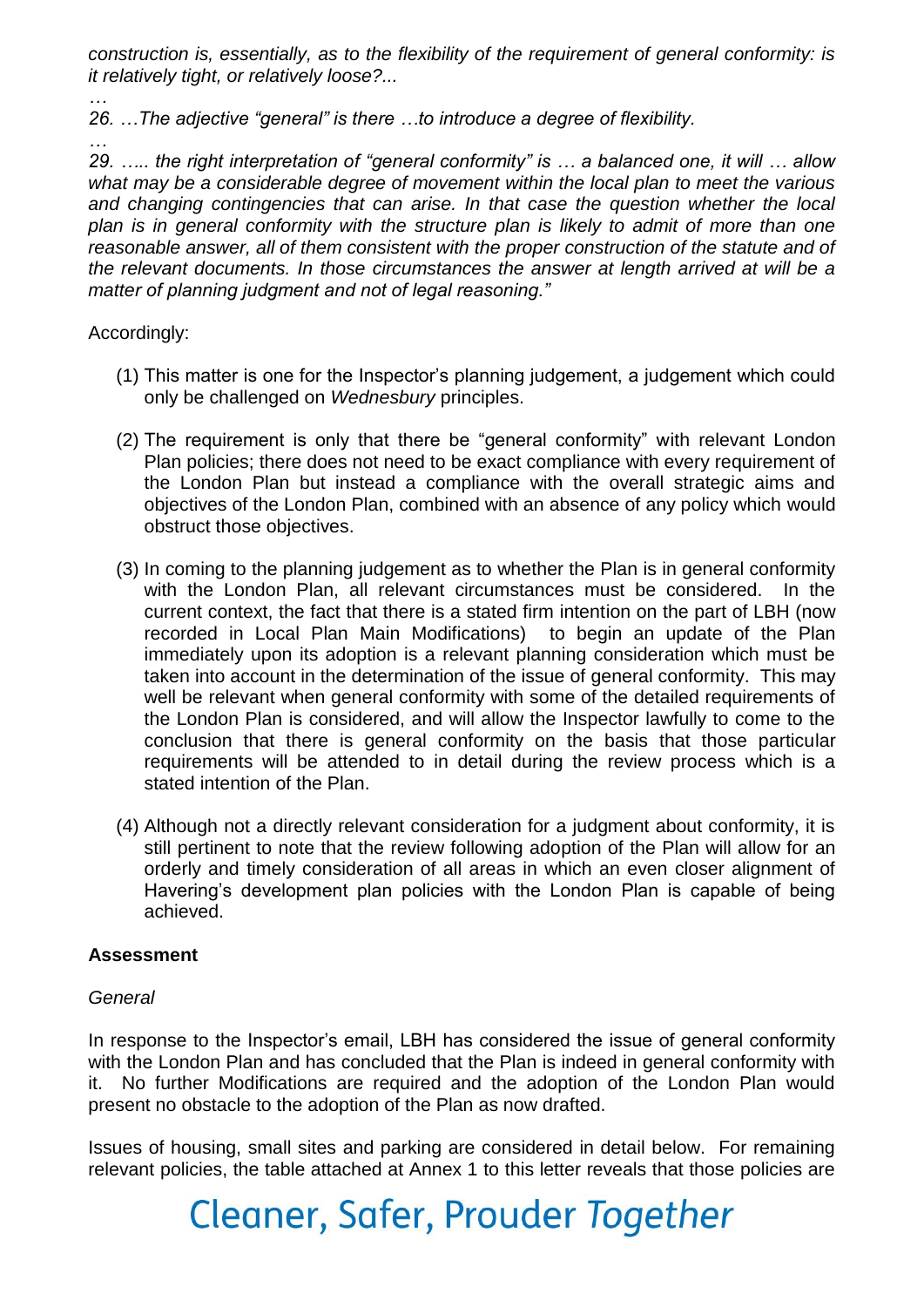*construction is, essentially, as to the flexibility of the requirement of general conformity: is it relatively tight, or relatively loose?...*

*…*

*26. …The adjective "general" is there …to introduce a degree of flexibility.*

*…*

*29. ….. the right interpretation of "general conformity" is … a balanced one, it will … allow what may be a considerable degree of movement within the local plan to meet the various and changing contingencies that can arise. In that case the question whether the local plan is in general conformity with the structure plan is likely to admit of more than one reasonable answer, all of them consistent with the proper construction of the statute and of the relevant documents. In those circumstances the answer at length arrived at will be a matter of planning judgment and not of legal reasoning."*

Accordingly:

(1) This matter is one for the Inspector's planning judgement, a judgement which could only be challenged on *Wednesbury* principles.

(2) The requirement is only that there be "general conformity" with relevant London Plan policies; there does not need to be exact compliance with every requirement of the London Plan but instead a compliance with the overall strategic aims and objectives of the London Plan, combined with an absence of any policy which would obstruct those objectives.

(3) In coming to the planning judgement as to whether the Plan is in general conformity with the London Plan, all relevant circumstances must be considered. In the current context, the fact that there is a stated firm intention on the part of LBH (now recorded in Local Plan Main Modifications) to begin an update of the Plan immediately upon its adoption is a relevant planning consideration which must be taken into account in the determination of the issue of general conformity. This may well be relevant when general conformity with some of the detailed requirements of the London Plan is considered, and will allow the Inspector lawfully to come to the conclusion that there is general conformity on the basis that those particular requirements will be attended to in detail during the review process which is a stated intention of the Plan.

(4) Although not a directly relevant consideration for a judgment about conformity, it is still pertinent to note that the review following adoption of the Plan will allow for an orderly and timely consideration of all areas in which an even closer alignment of Havering's development plan policies with the London Plan is capable of being achieved.

**Assessment**

*General*

In response to the Inspector's email, LBH has considered the issue of general conformity with the London Plan and has concluded that the Plan is indeed in general conformity with it. No further Modifications are required and the adoption of the London Plan would present no obstacle to the adoption of the Plan as now drafted.

Issues of housing, small sites and parking are considered in detail below. For remaining relevant policies, the table attached at Annex 1 to this letter reveals that those policies are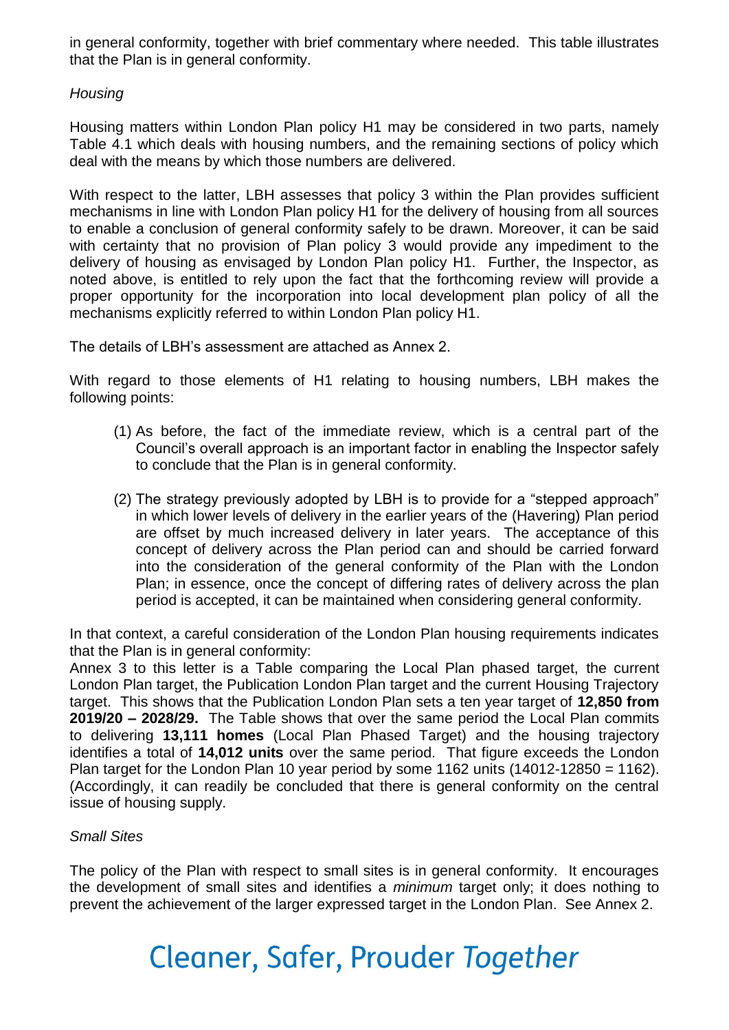in general conformity, together with brief commentary where needed. This table illustrates that the Plan is in general conformity.

*Housing*

Housing matters within London Plan policy H1 may be considered in two parts, namely Table 4.1 which deals with housing numbers, and the remaining sections of policy which deal with the means by which those numbers are delivered.

With respect to the latter, LBH assesses that policy 3 within the Plan provides sufficient mechanisms in line with London Plan policy H1 for the delivery of housing from all sources to enable a conclusion of general conformity safely to be drawn. Moreover, it can be said with certainty that no provision of Plan policy 3 would provide any impediment to the delivery of housing as envisaged by London Plan policy H1. Further, the Inspector, as noted above, is entitled to rely upon the fact that the forthcoming review will provide a proper opportunity for the incorporation into local development plan policy of all the mechanisms explicitly referred to within London Plan policy H1.

The details of LBH's assessment are attached as Annex 2.

With regard to those elements of H1 relating to housing numbers, LBH makes the following points:

(1) As before, the fact of the immediate review, which is a central part of the Council's overall approach is an important factor in enabling the Inspector safely to conclude that the Plan is in general conformity.

(2) The strategy previously adopted by LBH is to provide for a "stepped approach" in which lower levels of delivery in the earlier years of the (Havering) Plan period are offset by much increased delivery in later years. The acceptance of this concept of delivery across the Plan period can and should be carried forward into the consideration of the general conformity of the Plan with the London Plan; in essence, once the concept of differing rates of delivery across the plan period is accepted, it can be maintained when considering general conformity.

In that context, a careful consideration of the London Plan housing requirements indicates that the Plan is in general conformity:

Annex 3 to this letter is a Table comparing the Local Plan phased target, the current London Plan target, the Publication London Plan target and the current Housing Trajectory target. This shows that the Publication London Plan sets a ten year target of **12,850 from 2019/20 – 2028/29.** The Table shows that over the same period the Local Plan commits to delivering **13,111 homes** (Local Plan Phased Target) and the housing trajectory identifies a total of **14,012 units** over the same period. That figure exceeds the London Plan target for the London Plan 10 year period by some 1162 units (14012-12850 = 1162). (Accordingly, it can readily be concluded that there is general conformity on the central issue of housing supply.

*Small Sites*

The policy of the Plan with respect to small sites is in general conformity. It encourages the development of small sites and identifies a *minimum* target only; it does nothing to prevent the achievement of the larger expressed target in the London Plan. See Annex 2.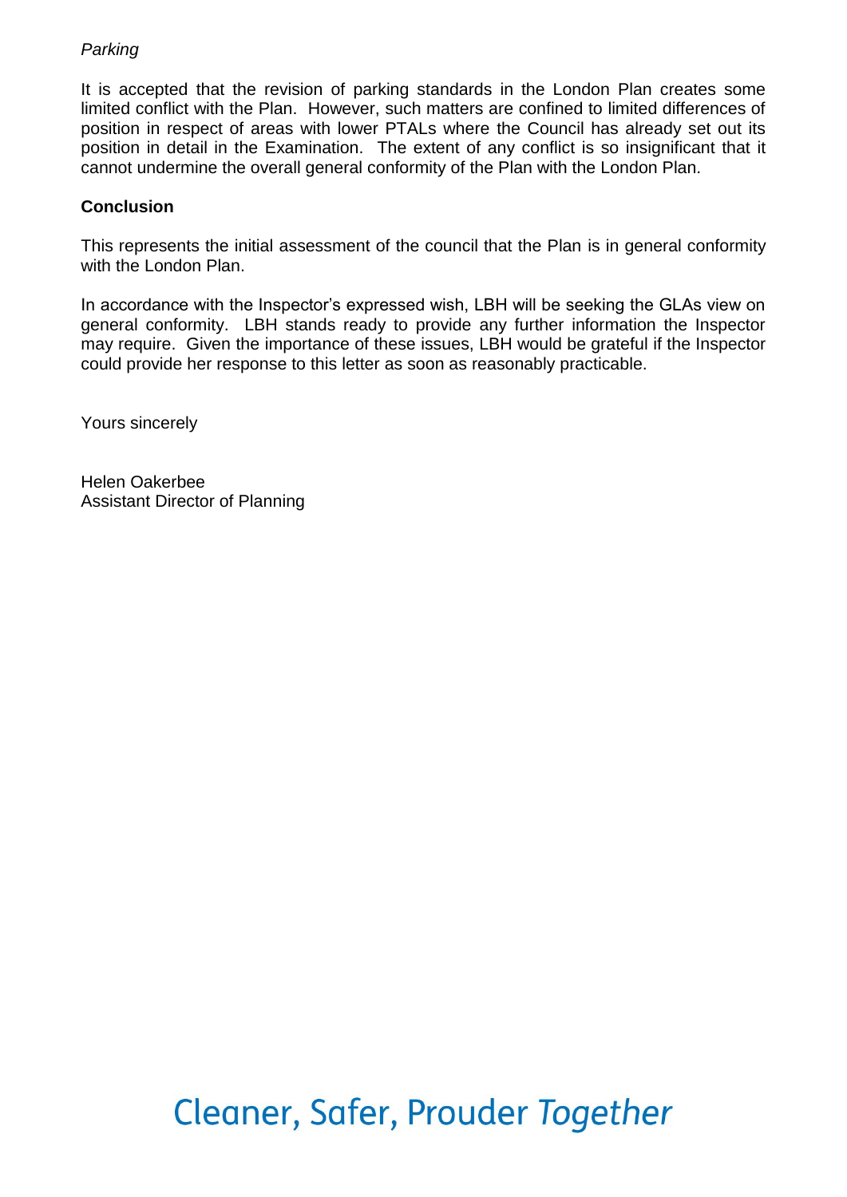*Parking*

It is accepted that the revision of parking standards in the London Plan creates some limited conflict with the Plan. However, such matters are confined to limited differences of position in respect of areas with lower PTALs where the Council has already set out its position in detail in the Examination. The extent of any conflict is so insignificant that it cannot undermine the overall general conformity of the Plan with the London Plan.

**Conclusion**

This represents the initial assessment of the council that the Plan is in general conformity with the London Plan.

In accordance with the Inspector's expressed wish, LBH will be seeking the GLAs view on general conformity. LBH stands ready to provide any further information the Inspector may require. Given the importance of these issues, LBH would be grateful if the Inspector could provide her response to this letter as soon as reasonably practicable.

Yours sincerely

Helen Oakerbee
Assistant Director of Planning

Cleaner, Safer, Prouder *Together*